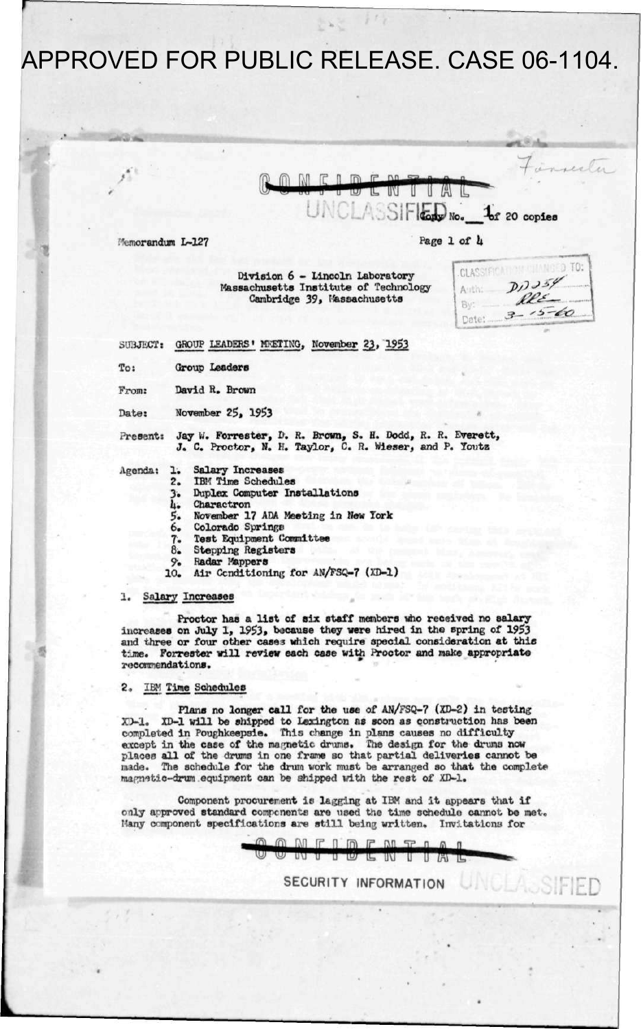APPROVED FOR PUBLIC RELEASE. CASE 06-1104.

Forrester

~~CONFIDENTIAL~~

UNCLASSIFIED Copy No. 1 of 20 copies

Memorandum L-127

CLASSIFICATION CHANGED TO:
Auth: DD254
By: RRE
Date: 3-15-60

Division 6 - Lincoln Laboratory
Massachusetts Institute of Technology
Cambridge 39, Massachusetts

SUBJECT: GROUP LEADERS' MEETING, November 23, 1953

To: Group Leaders

From: David R. Brown

Date: November 25, 1953

Present: Jay W. Forrester, D. R. Brown, S. H. Dodd, R. R. Everett, J. C. Proctor, N. H. Taylor, C. R. Wieser, and P. Youtz

Agenda:
1. Salary Increases
2. IBM Time Schedules
3. Duplex Computer Installations
4. Charactron
5. November 17 ADA Meeting in New York
6. Colorado Springs
7. Test Equipment Committee
8. Stepping Registers
9. Radar Mappers
10. Air Conditioning for AN/FSQ-7 (XD-1)

## 1. Salary Increases

Proctor has a list of six staff members who received no salary increases on July 1, 1953, because they were hired in the spring of 1953 and three or four other cases which require special consideration at this time. Forrester will review each case with Proctor and make appropriate recommendations.

## 2. IBM Time Schedules

Plans no longer call for the use of AN/FSQ-7 (XD-2) in testing XD-1. XD-1 will be shipped to Lexington as soon as construction has been completed in Poughkeepsie. This change in plans causes no difficulty except in the case of the magnetic drums. The design for the drums now places all of the drums in one frame so that partial deliveries cannot be made. The schedule for the drum work must be arranged so that the complete magnetic-drum equipment can be shipped with the rest of XD-1.

Component procurement is lagging at IBM and it appears that if only approved standard components are used the time schedule cannot be met. Many component specifications are still being written. Invitations for

~~CONFIDENTIAL~~

SECURITY INFORMATION UNCLASSIFIED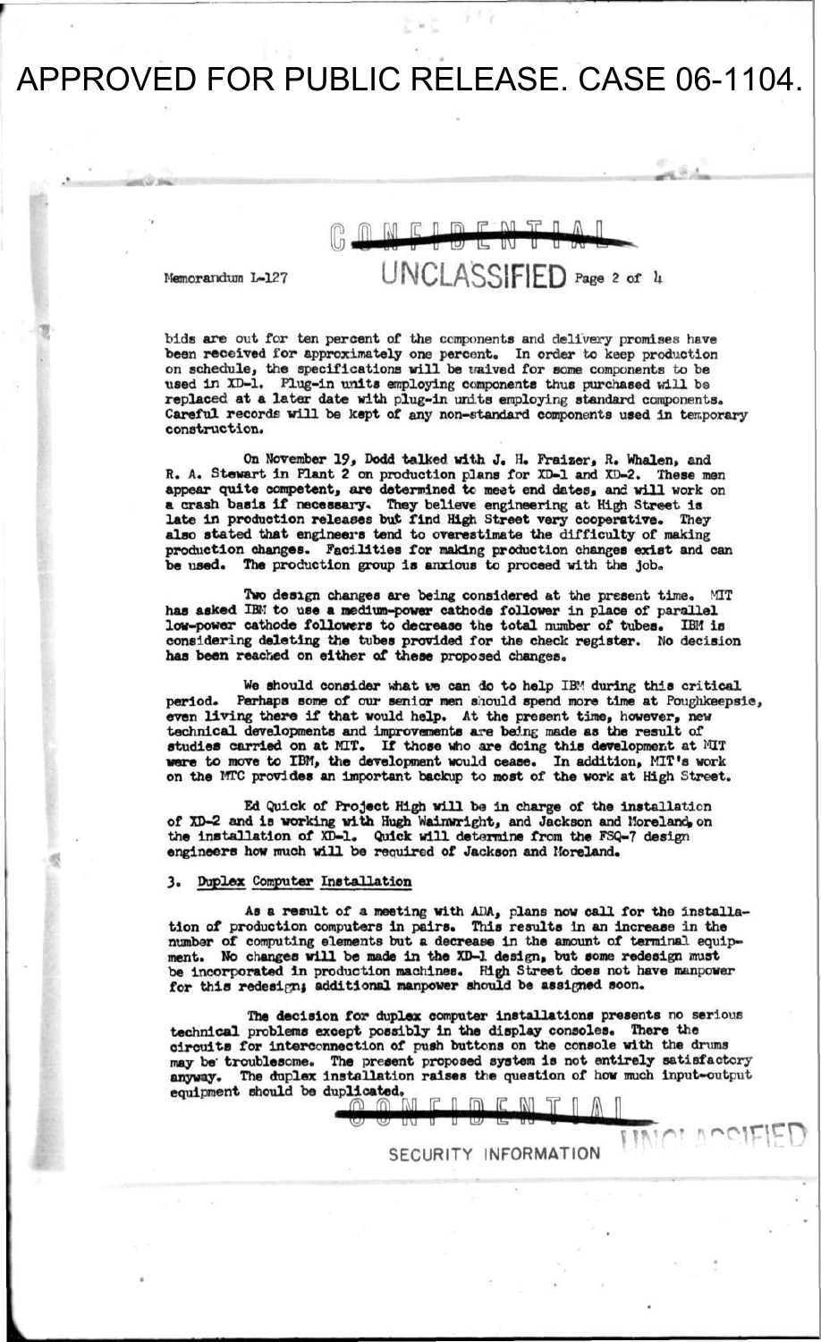bids are out for ten percent of the components and delivery promises have been received for approximately one percent. In order to keep production on schedule, the specifications will be waived for some components to be used in XD-1. Plug-in units employing components thus purchased will be replaced at a later date with plug-in units employing standard components. Careful records will be kept of any non-standard components used in temporary construction.

On November 19, Dodd talked with J. H. Fraizer, R. Whalen, and R. A. Stewart in Plant 2 on production plans for XD-1 and XD-2. These men appear quite competent, are determined to meet end dates, and will work on a crash basis if necessary. They believe engineering at High Street is late in production releases but find High Street very cooperative. They also stated that engineers tend to overestimate the difficulty of making production changes. Facilities for making production changes exist and can be used. The production group is anxious to proceed with the job.

Two design changes are being considered at the present time. MIT has asked IBM to use a medium-power cathode follower in place of parallel low-power cathode followers to decrease the total number of tubes. IBM is considering deleting the tubes provided for the check register. No decision has been reached on either of these proposed changes.

We should consider what we can do to help IBM during this critical period. Perhaps some of our senior men should spend more time at Poughkeepsie, even living there if that would help. At the present time, however, new technical developments and improvements are being made as the result of studies carried on at MIT. If those who are doing this development at MIT were to move to IBM, the development would cease. In addition, MIT's work on the MTC provides an important backup to most of the work at High Street.

Ed Quick of Project High will be in charge of the installation of XD-2 and is working with Hugh Wainwright, and Jackson and Moreland, on the installation of XD-1. Quick will determine from the FSQ-7 design engineers how much will be required of Jackson and Moreland.

3. Duplex Computer Installation

As a result of a meeting with ADA, plans now call for the installation of production computers in pairs. This results in an increase in the number of computing elements but a decrease in the amount of terminal equipment. No changes will be made in the XD-1 design, but some redesign must be incorporated in production machines. High Street does not have manpower for this redesign; additional manpower should be assigned soon.

The decision for duplex computer installations presents no serious technical problems except possibly in the display consoles. There the circuits for interconnection of push buttons on the console with the drums may be troublesome. The present proposed system is not entirely satisfactory anyway. The duplex installation raises the question of how much input-output equipment should be duplicated.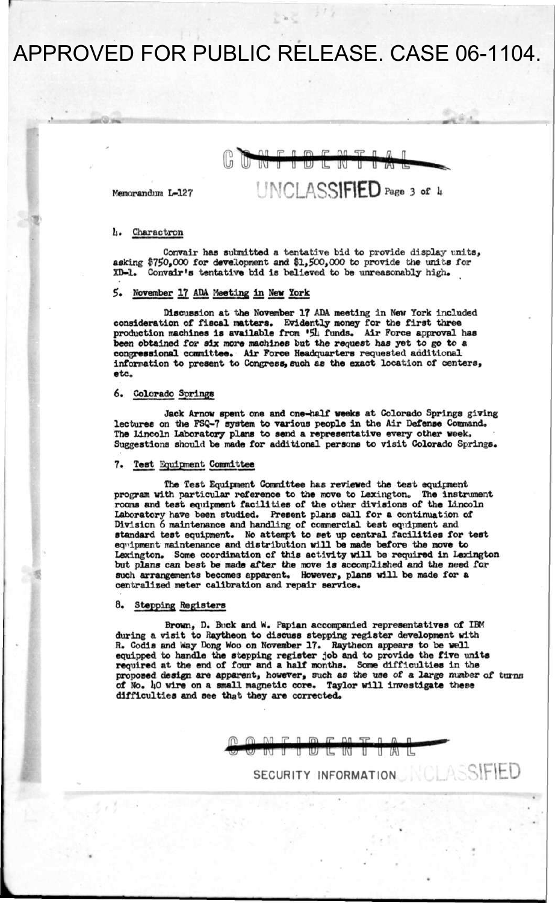APPROVED FOR PUBLIC RELEASE. CASE 06-1104.

CONFIDENTIAL

Memorandum L-127

UNCLASSIFIED

## 4. Charactron

Convair has submitted a tentative bid to provide display units, asking $750,000 for development and $1,500,000 to provide the units for XD-1. Convair's tentative bid is believed to be unreasonably high.

## 5. November 17 ADA Meeting in New York

Discussion at the November 17 ADA meeting in New York included consideration of fiscal matters. Evidently money for the first three production machines is available from '54 funds. Air Force approval has been obtained for six more machines but the request has yet to go to a congressional committee. Air Force Headquarters requested additional information to present to Congress, such as the exact location of centers, etc.

## 6. Colorado Springs

Jack Arnow spent one and one-half weeks at Colorado Springs giving lectures on the FSQ-7 system to various people in the Air Defense Command. The Lincoln Laboratory plans to send a representative every other week. Suggestions should be made for additional persons to visit Colorado Springs.

## 7. Test Equipment Committee

The Test Equipment Committee has reviewed the test equipment program with particular reference to the move to Lexington. The instrument rooms and test equipment facilities of the other divisions of the Lincoln Laboratory have been studied. Present plans call for a continuation of Division 6 maintenance and handling of commercial test equipment and standard test equipment. No attempt to set up central facilities for test equipment maintenance and distribution will be made before the move to Lexington. Some coordination of this activity will be required in Lexington but plans can best be made after the move is accomplished and the need for such arrangements becomes apparent. However, plans will be made for a centralized meter calibration and repair service.

## 8. Stepping Registers

Brown, D. Buck and W. Papian accompanied representatives of IBM during a visit to Raytheon to discuss stepping register development with R. Codis and Way Dong Woo on November 17. Raytheon appears to be well equipped to handle the stepping register job and to provide the five units required at the end of four and a half months. Some difficulties in the proposed design are apparent, however, such as the use of a large number of turns of No. 40 wire on a small magnetic core. Taylor will investigate these difficulties and see that they are corrected.

CONFIDENTIAL

SECURITY INFORMATION UNCLASSIFIED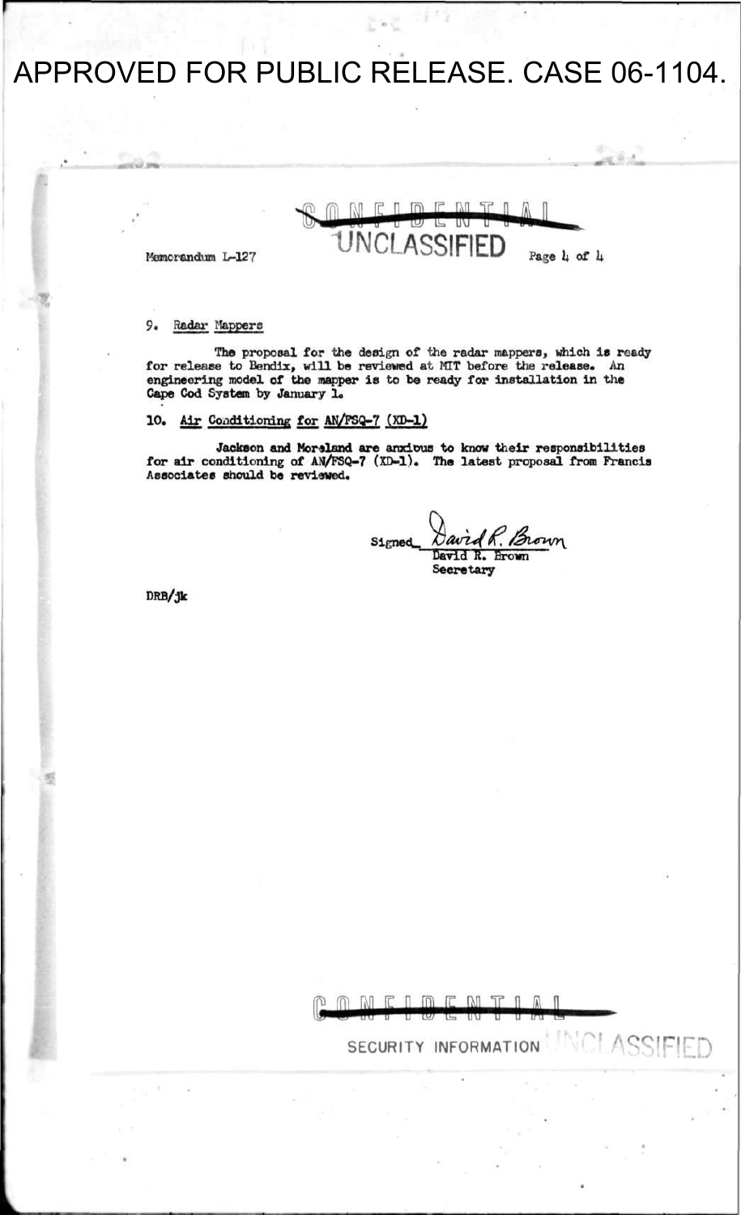APPROVED FOR PUBLIC RELEASE. CASE 06-1104.

~~CONFIDENTIAL~~
UNCLASSIFIED

Memorandum L-127

9. Radar Mappers

The proposal for the design of the radar mappers, which is ready for release to Bendix, will be reviewed at MIT before the release. An engineering model of the mapper is to be ready for installation in the Cape Cod System by January 1.

10. Air Conditioning for AN/FSQ-7 (XD-1)

Jackson and Moreland are anxious to know their responsibilities for air conditioning of AN/FSQ-7 (XD-1). The latest proposal from Francis Associates should be reviewed.

Signed David R. Brown
David R. Brown
Secretary

DRB/jk

~~CONFIDENTIAL~~
SECURITY INFORMATION UNCLASSIFIED